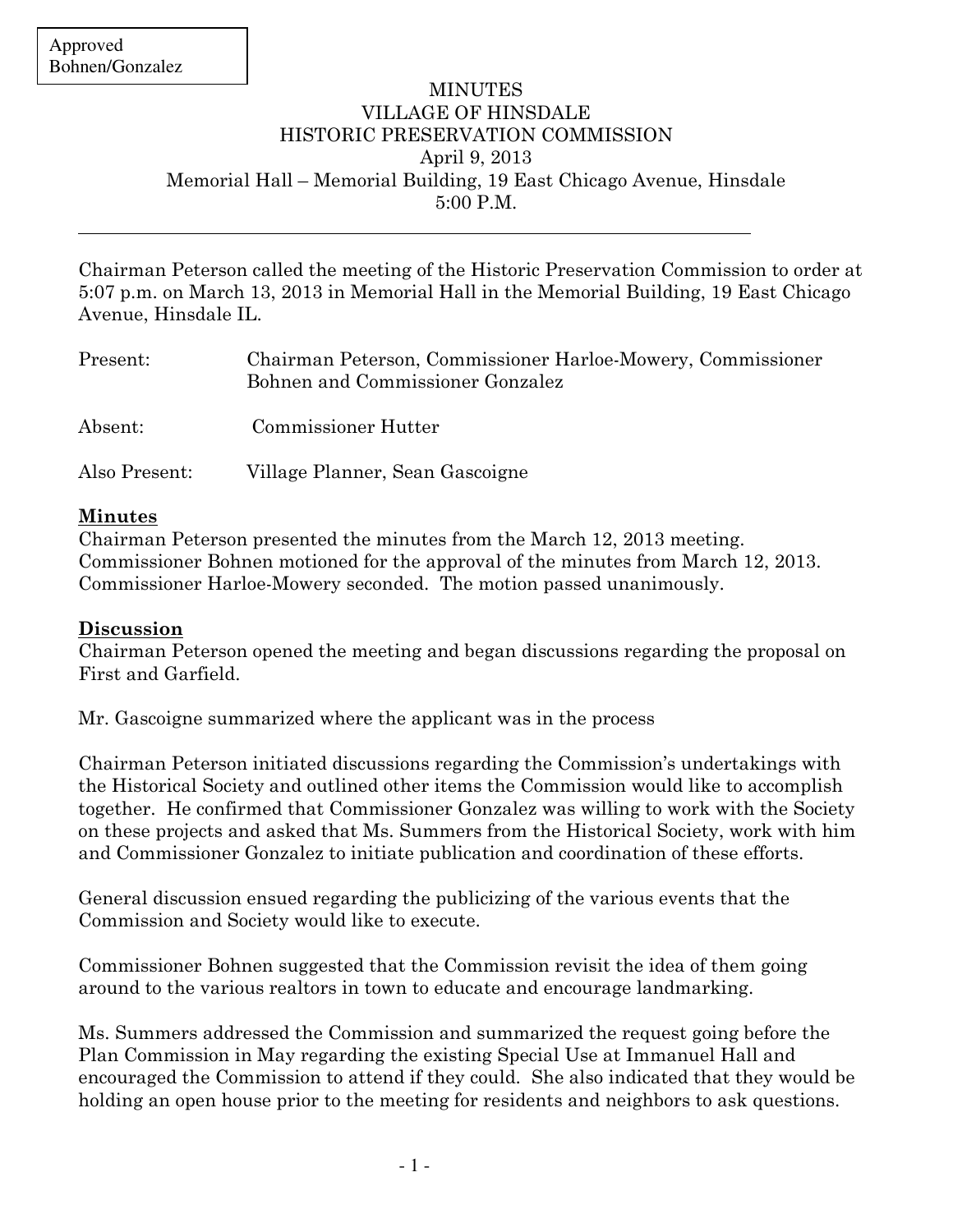Approved
Bohnen/Gonzalez

# MINUTES
## VILLAGE OF HINSDALE
## HISTORIC PRESERVATION COMMISSION

April 9, 2013
Memorial Hall – Memorial Building, 19 East Chicago Avenue, Hinsdale
5:00 P.M.

---

Chairman Peterson called the meeting of the Historic Preservation Commission to order at 5:07 p.m. on March 13, 2013 in Memorial Hall in the Memorial Building, 19 East Chicago Avenue, Hinsdale IL.

| | |
|---|---|
| Present: | Chairman Peterson, Commissioner Harloe-Mowery, Commissioner Bohnen and Commissioner Gonzalez |
| Absent: | Commissioner Hutter |
| Also Present: | Village Planner, Sean Gascoigne |

**Minutes**

Chairman Peterson presented the minutes from the March 12, 2013 meeting. Commissioner Bohnen motioned for the approval of the minutes from March 12, 2013. Commissioner Harloe-Mowery seconded. The motion passed unanimously.

**Discussion**

Chairman Peterson opened the meeting and began discussions regarding the proposal on First and Garfield.

Mr. Gascoigne summarized where the applicant was in the process

Chairman Peterson initiated discussions regarding the Commission's undertakings with the Historical Society and outlined other items the Commission would like to accomplish together. He confirmed that Commissioner Gonzalez was willing to work with the Society on these projects and asked that Ms. Summers from the Historical Society, work with him and Commissioner Gonzalez to initiate publication and coordination of these efforts.

General discussion ensued regarding the publicizing of the various events that the Commission and Society would like to execute.

Commissioner Bohnen suggested that the Commission revisit the idea of them going around to the various realtors in town to educate and encourage landmarking.

Ms. Summers addressed the Commission and summarized the request going before the Plan Commission in May regarding the existing Special Use at Immanuel Hall and encouraged the Commission to attend if they could. She also indicated that they would be holding an open house prior to the meeting for residents and neighbors to ask questions.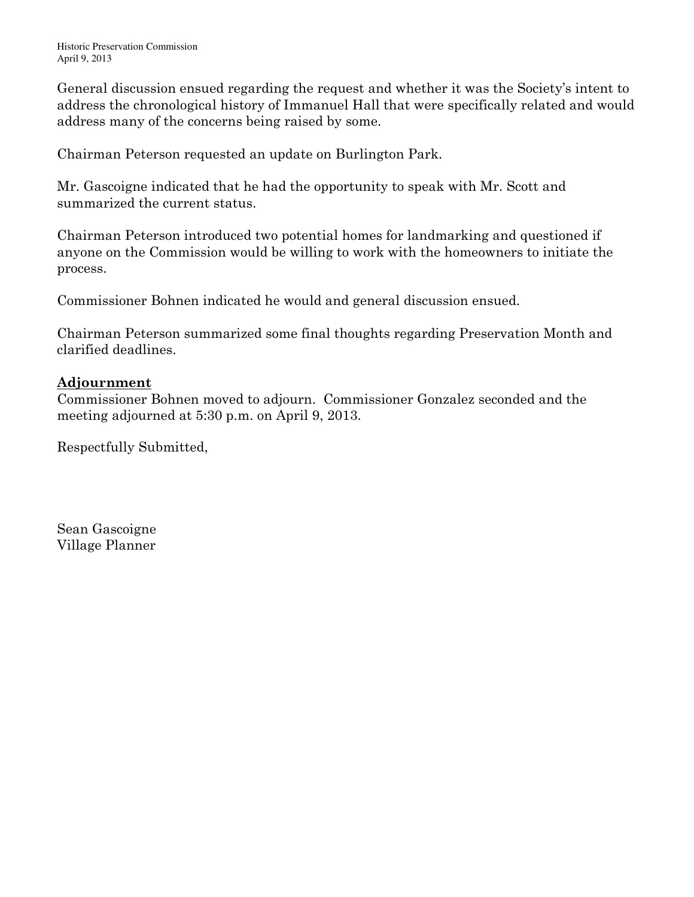General discussion ensued regarding the request and whether it was the Society's intent to address the chronological history of Immanuel Hall that were specifically related and would address many of the concerns being raised by some.

Chairman Peterson requested an update on Burlington Park.

Mr. Gascoigne indicated that he had the opportunity to speak with Mr. Scott and summarized the current status.

Chairman Peterson introduced two potential homes for landmarking and questioned if anyone on the Commission would be willing to work with the homeowners to initiate the process.

Commissioner Bohnen indicated he would and general discussion ensued.

Chairman Peterson summarized some final thoughts regarding Preservation Month and clarified deadlines.

**Adjournment**

Commissioner Bohnen moved to adjourn. Commissioner Gonzalez seconded and the meeting adjourned at 5:30 p.m. on April 9, 2013.

Respectfully Submitted,

Sean Gascoigne
Village Planner